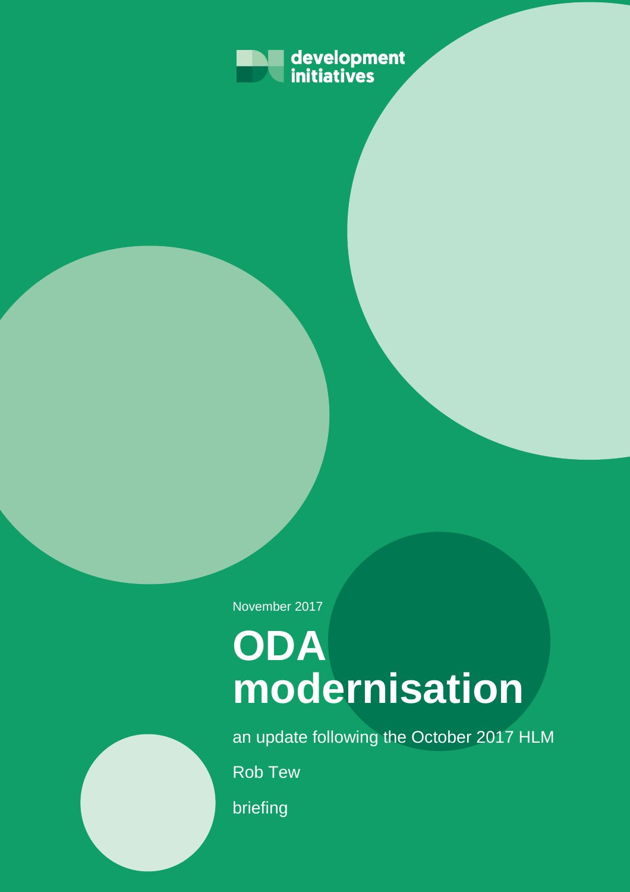development initiatives

November 2017

# ODA modernisation

an update following the October 2017 HLM

Rob Tew

briefing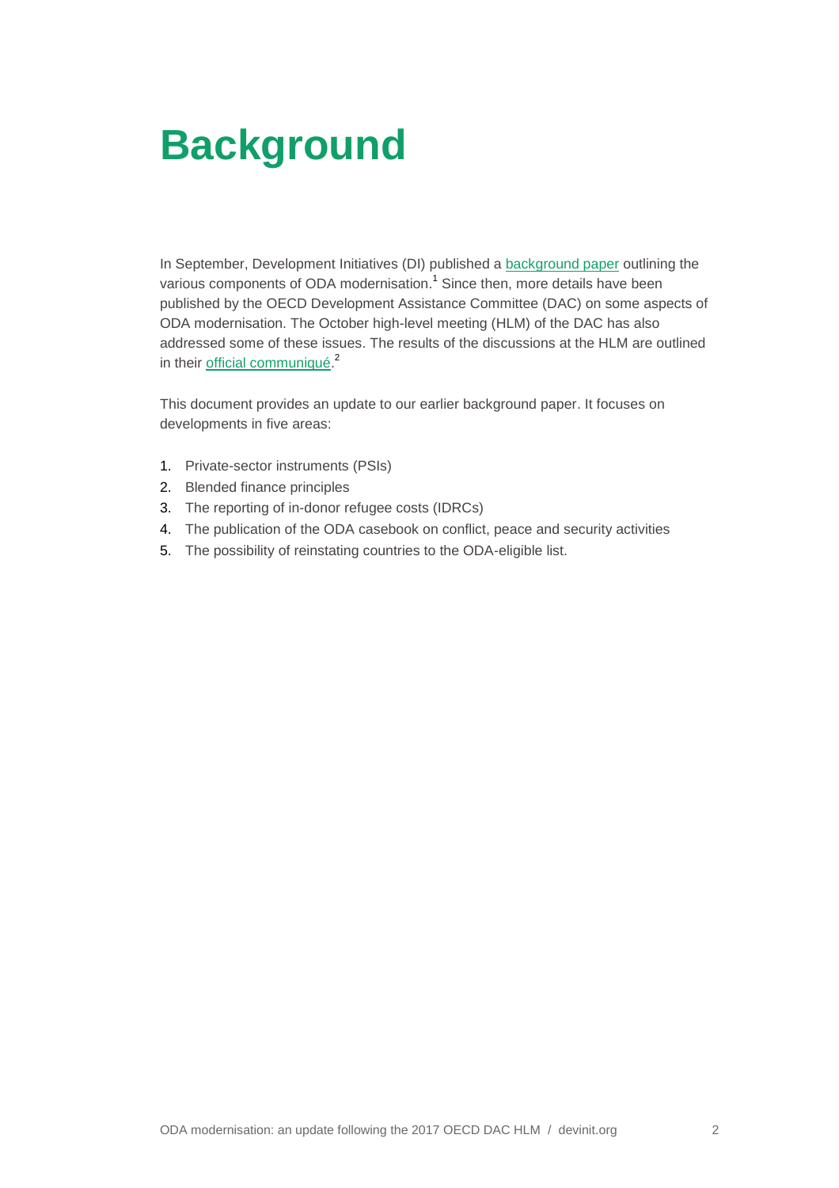# Background

In September, Development Initiatives (DI) published a background paper outlining the various components of ODA modernisation.[1] Since then, more details have been published by the OECD Development Assistance Committee (DAC) on some aspects of ODA modernisation. The October high-level meeting (HLM) of the DAC has also addressed some of these issues. The results of the discussions at the HLM are outlined in their official communiqué.[2]

This document provides an update to our earlier background paper. It focuses on developments in five areas:

1. Private-sector instruments (PSIs)
2. Blended finance principles
3. The reporting of in-donor refugee costs (IDRCs)
4. The publication of the ODA casebook on conflict, peace and security activities
5. The possibility of reinstating countries to the ODA-eligible list.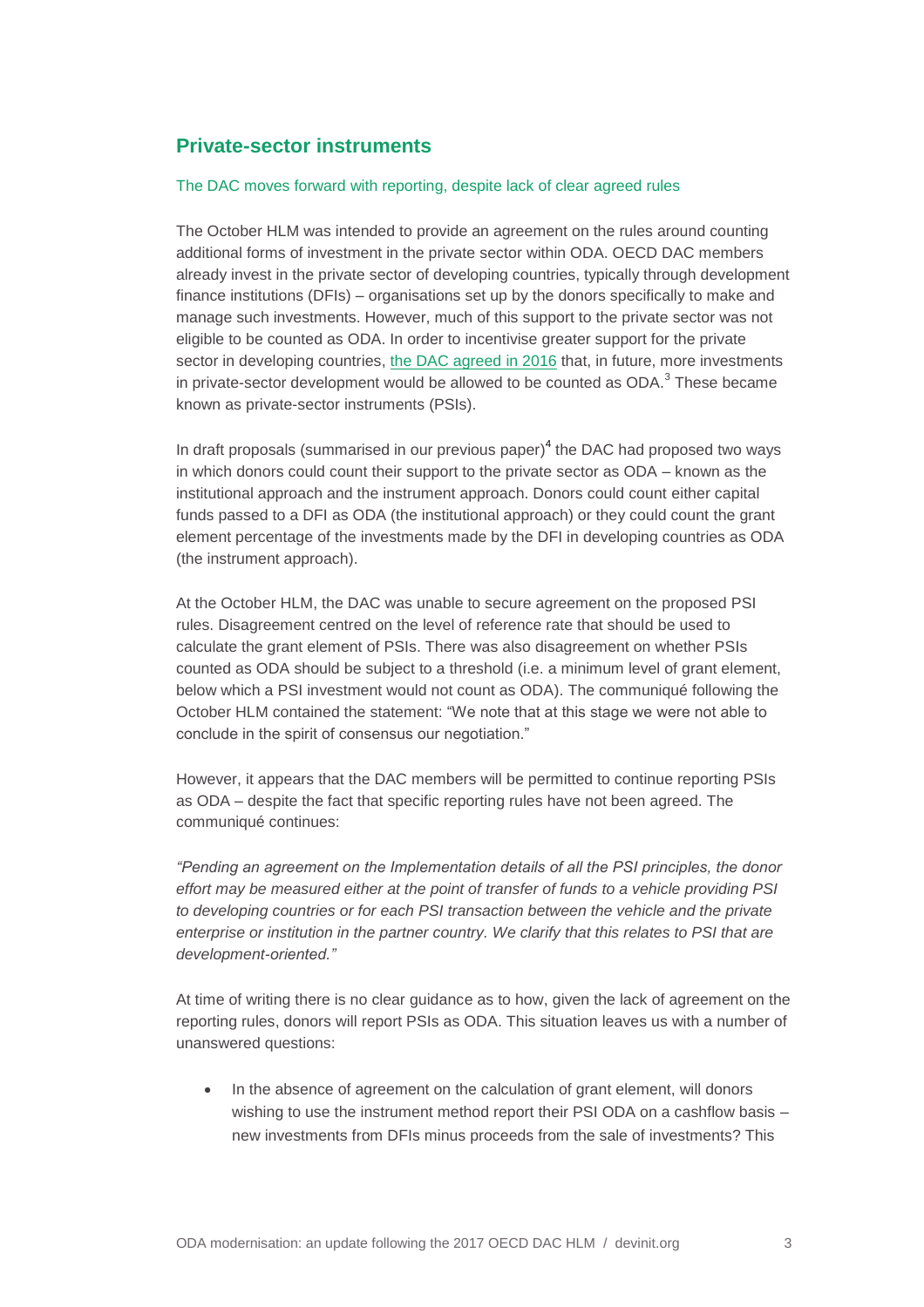## Private-sector instruments

### The DAC moves forward with reporting, despite lack of clear agreed rules

The October HLM was intended to provide an agreement on the rules around counting additional forms of investment in the private sector within ODA. OECD DAC members already invest in the private sector of developing countries, typically through development finance institutions (DFIs) – organisations set up by the donors specifically to make and manage such investments. However, much of this support to the private sector was not eligible to be counted as ODA. In order to incentivise greater support for the private sector in developing countries, the DAC agreed in 2016 that, in future, more investments in private-sector development would be allowed to be counted as ODA.[3] These became known as private-sector instruments (PSIs).

In draft proposals (summarised in our previous paper)[4] the DAC had proposed two ways in which donors could count their support to the private sector as ODA – known as the institutional approach and the instrument approach. Donors could count either capital funds passed to a DFI as ODA (the institutional approach) or they could count the grant element percentage of the investments made by the DFI in developing countries as ODA (the instrument approach).

At the October HLM, the DAC was unable to secure agreement on the proposed PSI rules. Disagreement centred on the level of reference rate that should be used to calculate the grant element of PSIs. There was also disagreement on whether PSIs counted as ODA should be subject to a threshold (i.e. a minimum level of grant element, below which a PSI investment would not count as ODA). The communiqué following the October HLM contained the statement: "We note that at this stage we were not able to conclude in the spirit of consensus our negotiation."

However, it appears that the DAC members will be permitted to continue reporting PSIs as ODA – despite the fact that specific reporting rules have not been agreed. The communiqué continues:

*"Pending an agreement on the Implementation details of all the PSI principles, the donor effort may be measured either at the point of transfer of funds to a vehicle providing PSI to developing countries or for each PSI transaction between the vehicle and the private enterprise or institution in the partner country. We clarify that this relates to PSI that are development-oriented."*

At time of writing there is no clear guidance as to how, given the lack of agreement on the reporting rules, donors will report PSIs as ODA. This situation leaves us with a number of unanswered questions:

- In the absence of agreement on the calculation of grant element, will donors wishing to use the instrument method report their PSI ODA on a cashflow basis – new investments from DFIs minus proceeds from the sale of investments? This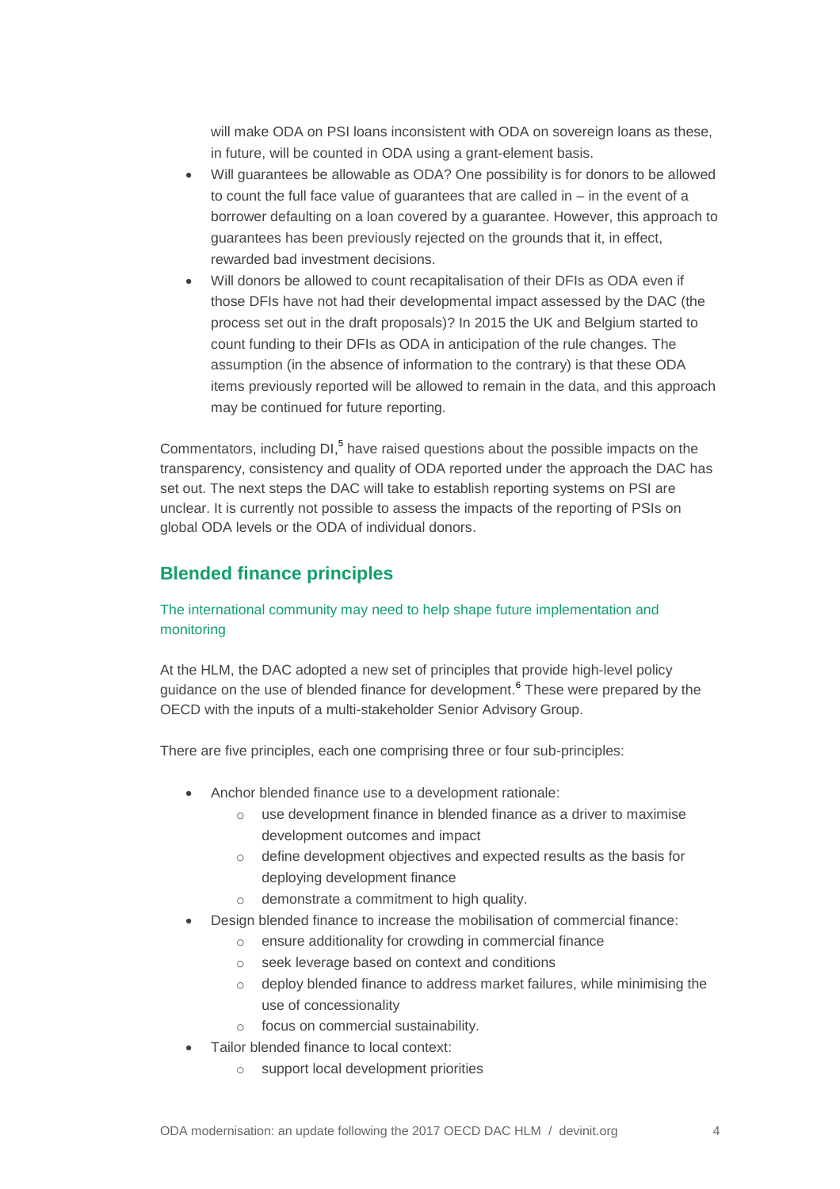will make ODA on PSI loans inconsistent with ODA on sovereign loans as these, in future, will be counted in ODA using a grant-element basis.

- Will guarantees be allowable as ODA? One possibility is for donors to be allowed to count the full face value of guarantees that are called in – in the event of a borrower defaulting on a loan covered by a guarantee. However, this approach to guarantees has been previously rejected on the grounds that it, in effect, rewarded bad investment decisions.
- Will donors be allowed to count recapitalisation of their DFIs as ODA even if those DFIs have not had their developmental impact assessed by the DAC (the process set out in the draft proposals)? In 2015 the UK and Belgium started to count funding to their DFIs as ODA in anticipation of the rule changes. The assumption (in the absence of information to the contrary) is that these ODA items previously reported will be allowed to remain in the data, and this approach may be continued for future reporting.

Commentators, including DI,[5] have raised questions about the possible impacts on the transparency, consistency and quality of ODA reported under the approach the DAC has set out. The next steps the DAC will take to establish reporting systems on PSI are unclear. It is currently not possible to assess the impacts of the reporting of PSIs on global ODA levels or the ODA of individual donors.

## Blended finance principles

### The international community may need to help shape future implementation and monitoring

At the HLM, the DAC adopted a new set of principles that provide high-level policy guidance on the use of blended finance for development.[6] These were prepared by the OECD with the inputs of a multi-stakeholder Senior Advisory Group.

There are five principles, each one comprising three or four sub-principles:

- Anchor blended finance use to a development rationale:
  - use development finance in blended finance as a driver to maximise development outcomes and impact
  - define development objectives and expected results as the basis for deploying development finance
  - demonstrate a commitment to high quality.
- Design blended finance to increase the mobilisation of commercial finance:
  - ensure additionality for crowding in commercial finance
  - seek leverage based on context and conditions
  - deploy blended finance to address market failures, while minimising the use of concessionality
  - focus on commercial sustainability.
- Tailor blended finance to local context:
  - support local development priorities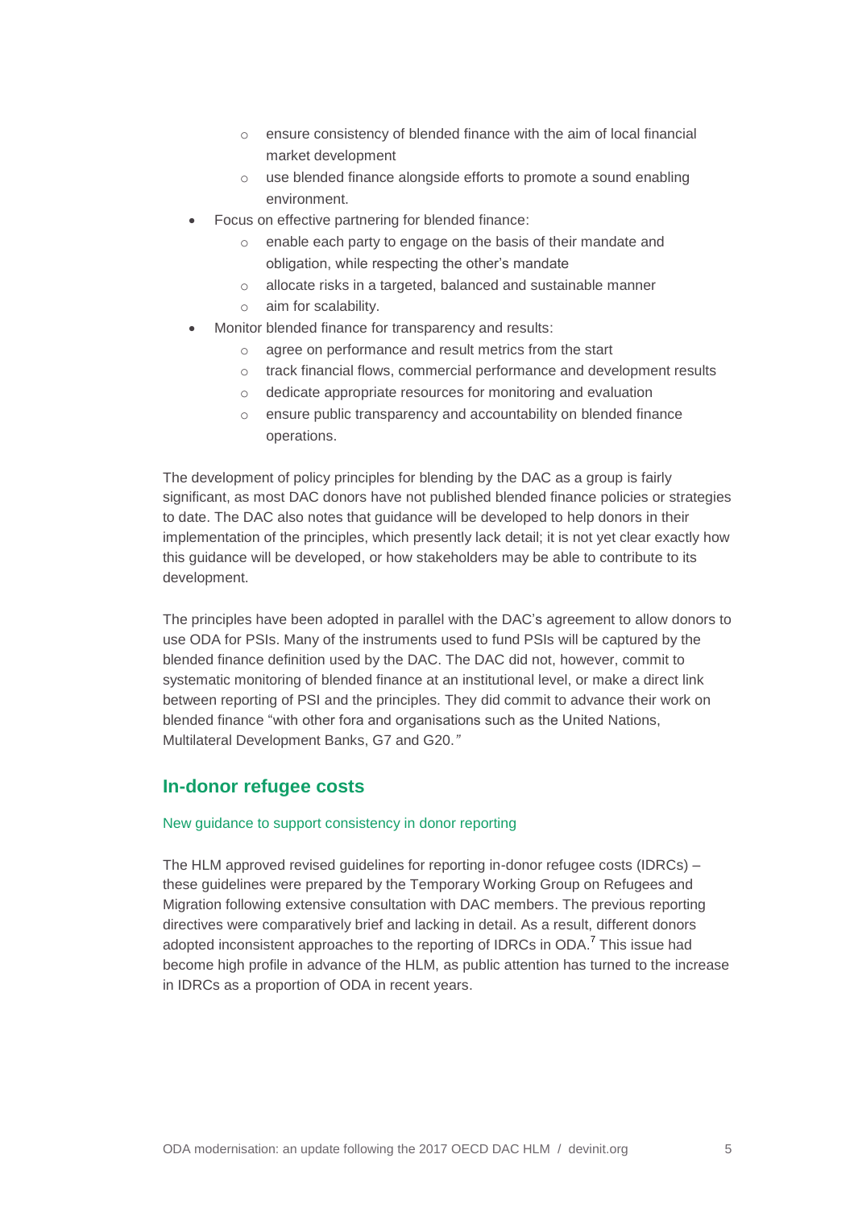- ensure consistency of blended finance with the aim of local financial market development
    - use blended finance alongside efforts to promote a sound enabling environment.
- Focus on effective partnering for blended finance:
    - enable each party to engage on the basis of their mandate and obligation, while respecting the other's mandate
    - allocate risks in a targeted, balanced and sustainable manner
    - aim for scalability.
- Monitor blended finance for transparency and results:
    - agree on performance and result metrics from the start
    - track financial flows, commercial performance and development results
    - dedicate appropriate resources for monitoring and evaluation
    - ensure public transparency and accountability on blended finance operations.

The development of policy principles for blending by the DAC as a group is fairly significant, as most DAC donors have not published blended finance policies or strategies to date. The DAC also notes that guidance will be developed to help donors in their implementation of the principles, which presently lack detail; it is not yet clear exactly how this guidance will be developed, or how stakeholders may be able to contribute to its development.

The principles have been adopted in parallel with the DAC's agreement to allow donors to use ODA for PSIs. Many of the instruments used to fund PSIs will be captured by the blended finance definition used by the DAC. The DAC did not, however, commit to systematic monitoring of blended finance at an institutional level, or make a direct link between reporting of PSI and the principles. They did commit to advance their work on blended finance "with other fora and organisations such as the United Nations, Multilateral Development Banks, G7 and G20."

## In-donor refugee costs

### New guidance to support consistency in donor reporting

The HLM approved revised guidelines for reporting in-donor refugee costs (IDRCs) – these guidelines were prepared by the Temporary Working Group on Refugees and Migration following extensive consultation with DAC members. The previous reporting directives were comparatively brief and lacking in detail. As a result, different donors adopted inconsistent approaches to the reporting of IDRCs in ODA.[7] This issue had become high profile in advance of the HLM, as public attention has turned to the increase in IDRCs as a proportion of ODA in recent years.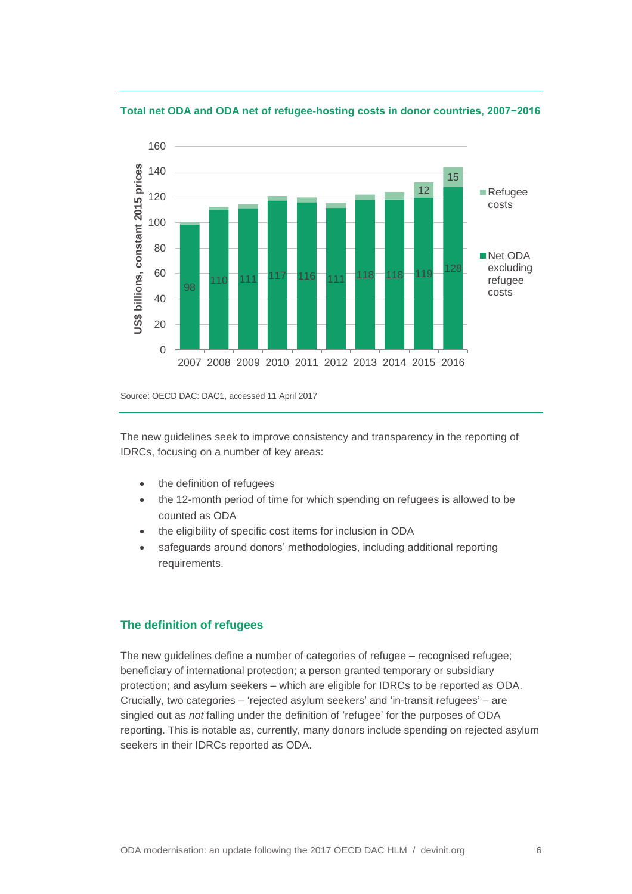**Total net ODA and ODA net of refugee-hosting costs in donor countries, 2007−2016**

| Year | Net ODA excluding refugee costs (US$ billions, constant 2015 prices) | Refugee costs |
|---|---|---|
| 2007 | 98 | |
| 2008 | 110 | |
| 2009 | 111 | |
| 2010 | 117 | |
| 2011 | 116 | |
| 2012 | 111 | |
| 2013 | 118 | |
| 2014 | 118 | |
| 2015 | 119 | 12 |
| 2016 | 128 | 15 |

Source: OECD DAC: DAC1, accessed 11 April 2017

The new guidelines seek to improve consistency and transparency in the reporting of IDRCs, focusing on a number of key areas:

- the definition of refugees
- the 12-month period of time for which spending on refugees is allowed to be counted as ODA
- the eligibility of specific cost items for inclusion in ODA
- safeguards around donors' methodologies, including additional reporting requirements.

## The definition of refugees

The new guidelines define a number of categories of refugee – recognised refugee; beneficiary of international protection; a person granted temporary or subsidiary protection; and asylum seekers – which are eligible for IDRCs to be reported as ODA. Crucially, two categories – 'rejected asylum seekers' and 'in-transit refugees' – are singled out as *not* falling under the definition of 'refugee' for the purposes of ODA reporting. This is notable as, currently, many donors include spending on rejected asylum seekers in their IDRCs reported as ODA.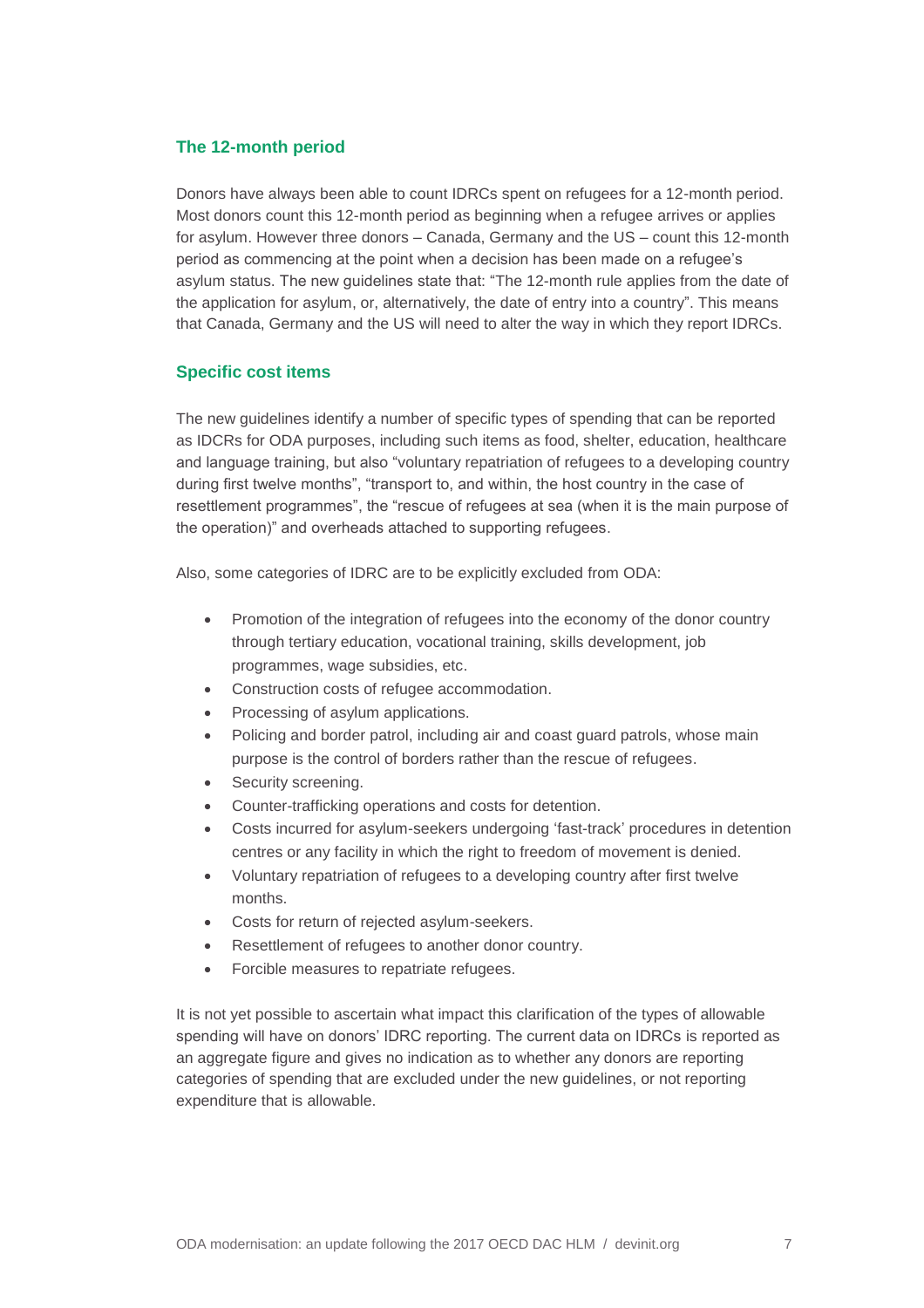## The 12-month period

Donors have always been able to count IDRCs spent on refugees for a 12-month period. Most donors count this 12-month period as beginning when a refugee arrives or applies for asylum. However three donors – Canada, Germany and the US – count this 12-month period as commencing at the point when a decision has been made on a refugee's asylum status. The new guidelines state that: "The 12-month rule applies from the date of the application for asylum, or, alternatively, the date of entry into a country". This means that Canada, Germany and the US will need to alter the way in which they report IDRCs.

## Specific cost items

The new guidelines identify a number of specific types of spending that can be reported as IDCRs for ODA purposes, including such items as food, shelter, education, healthcare and language training, but also "voluntary repatriation of refugees to a developing country during first twelve months", "transport to, and within, the host country in the case of resettlement programmes", the "rescue of refugees at sea (when it is the main purpose of the operation)" and overheads attached to supporting refugees.

Also, some categories of IDRC are to be explicitly excluded from ODA:

- Promotion of the integration of refugees into the economy of the donor country through tertiary education, vocational training, skills development, job programmes, wage subsidies, etc.
- Construction costs of refugee accommodation.
- Processing of asylum applications.
- Policing and border patrol, including air and coast guard patrols, whose main purpose is the control of borders rather than the rescue of refugees.
- Security screening.
- Counter-trafficking operations and costs for detention.
- Costs incurred for asylum-seekers undergoing 'fast-track' procedures in detention centres or any facility in which the right to freedom of movement is denied.
- Voluntary repatriation of refugees to a developing country after first twelve months.
- Costs for return of rejected asylum-seekers.
- Resettlement of refugees to another donor country.
- Forcible measures to repatriate refugees.

It is not yet possible to ascertain what impact this clarification of the types of allowable spending will have on donors' IDRC reporting. The current data on IDRCs is reported as an aggregate figure and gives no indication as to whether any donors are reporting categories of spending that are excluded under the new guidelines, or not reporting expenditure that is allowable.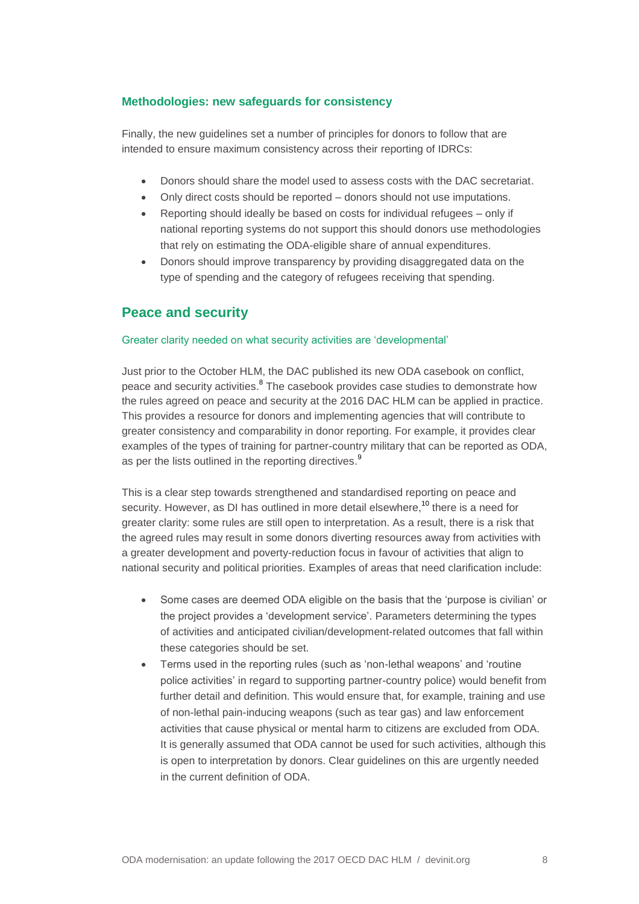### Methodologies: new safeguards for consistency

Finally, the new guidelines set a number of principles for donors to follow that are intended to ensure maximum consistency across their reporting of IDRCs:

- Donors should share the model used to assess costs with the DAC secretariat.
- Only direct costs should be reported – donors should not use imputations.
- Reporting should ideally be based on costs for individual refugees – only if national reporting systems do not support this should donors use methodologies that rely on estimating the ODA-eligible share of annual expenditures.
- Donors should improve transparency by providing disaggregated data on the type of spending and the category of refugees receiving that spending.

## Peace and security

#### Greater clarity needed on what security activities are 'developmental'

Just prior to the October HLM, the DAC published its new ODA casebook on conflict, peace and security activities.[8] The casebook provides case studies to demonstrate how the rules agreed on peace and security at the 2016 DAC HLM can be applied in practice. This provides a resource for donors and implementing agencies that will contribute to greater consistency and comparability in donor reporting. For example, it provides clear examples of the types of training for partner-country military that can be reported as ODA, as per the lists outlined in the reporting directives.[9]

This is a clear step towards strengthened and standardised reporting on peace and security. However, as DI has outlined in more detail elsewhere,[10] there is a need for greater clarity: some rules are still open to interpretation. As a result, there is a risk that the agreed rules may result in some donors diverting resources away from activities with a greater development and poverty-reduction focus in favour of activities that align to national security and political priorities. Examples of areas that need clarification include:

- Some cases are deemed ODA eligible on the basis that the 'purpose is civilian' or the project provides a 'development service'. Parameters determining the types of activities and anticipated civilian/development-related outcomes that fall within these categories should be set.
- Terms used in the reporting rules (such as 'non-lethal weapons' and 'routine police activities' in regard to supporting partner-country police) would benefit from further detail and definition. This would ensure that, for example, training and use of non-lethal pain-inducing weapons (such as tear gas) and law enforcement activities that cause physical or mental harm to citizens are excluded from ODA. It is generally assumed that ODA cannot be used for such activities, although this is open to interpretation by donors. Clear guidelines on this are urgently needed in the current definition of ODA.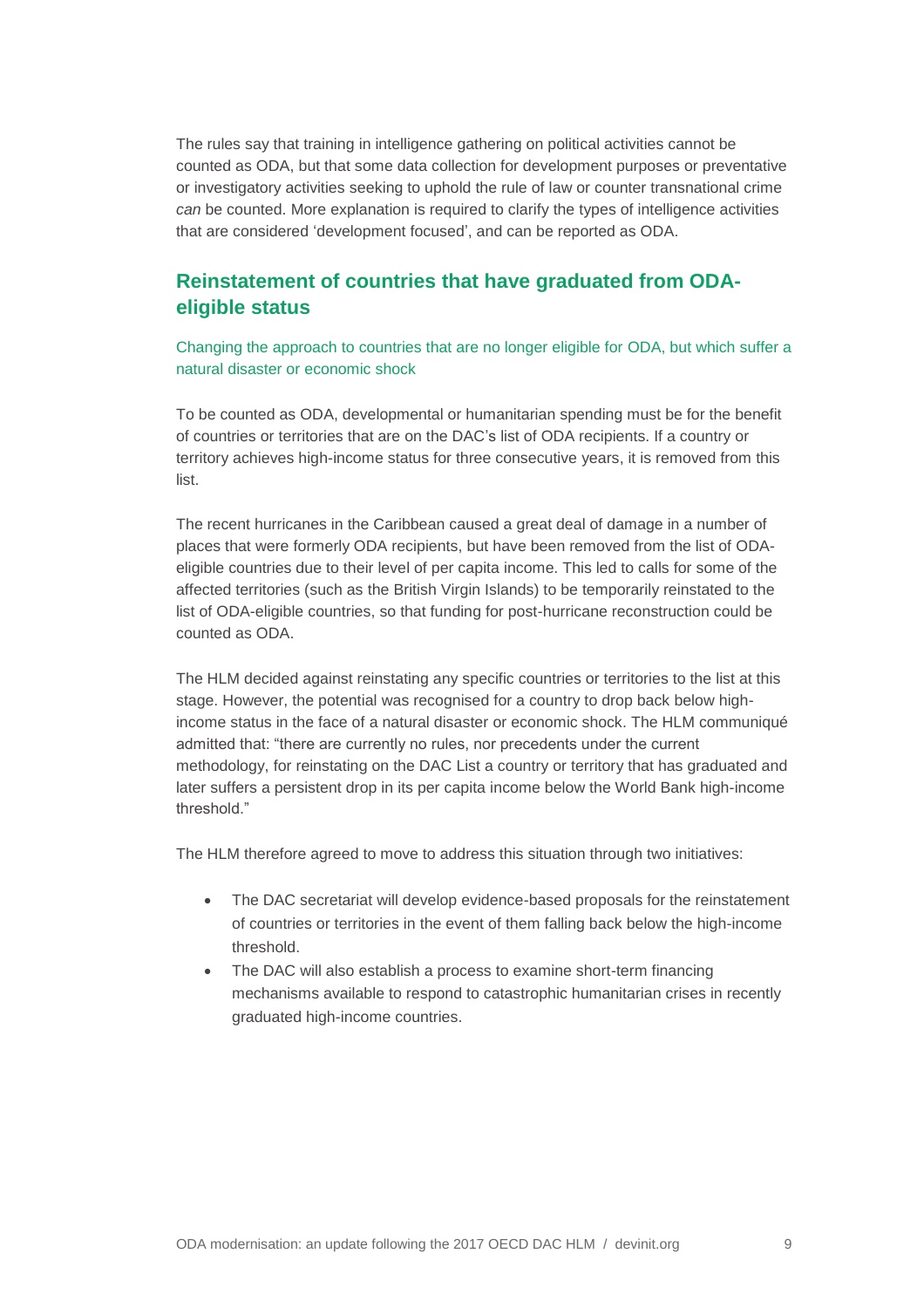The rules say that training in intelligence gathering on political activities cannot be counted as ODA, but that some data collection for development purposes or preventative or investigatory activities seeking to uphold the rule of law or counter transnational crime *can* be counted. More explanation is required to clarify the types of intelligence activities that are considered 'development focused', and can be reported as ODA.

## Reinstatement of countries that have graduated from ODA-eligible status

Changing the approach to countries that are no longer eligible for ODA, but which suffer a natural disaster or economic shock

To be counted as ODA, developmental or humanitarian spending must be for the benefit of countries or territories that are on the DAC's list of ODA recipients. If a country or territory achieves high-income status for three consecutive years, it is removed from this list.

The recent hurricanes in the Caribbean caused a great deal of damage in a number of places that were formerly ODA recipients, but have been removed from the list of ODA-eligible countries due to their level of per capita income. This led to calls for some of the affected territories (such as the British Virgin Islands) to be temporarily reinstated to the list of ODA-eligible countries, so that funding for post-hurricane reconstruction could be counted as ODA.

The HLM decided against reinstating any specific countries or territories to the list at this stage. However, the potential was recognised for a country to drop back below high-income status in the face of a natural disaster or economic shock. The HLM communiqué admitted that: "there are currently no rules, nor precedents under the current methodology, for reinstating on the DAC List a country or territory that has graduated and later suffers a persistent drop in its per capita income below the World Bank high-income threshold."

The HLM therefore agreed to move to address this situation through two initiatives:

- The DAC secretariat will develop evidence-based proposals for the reinstatement of countries or territories in the event of them falling back below the high-income threshold.
- The DAC will also establish a process to examine short-term financing mechanisms available to respond to catastrophic humanitarian crises in recently graduated high-income countries.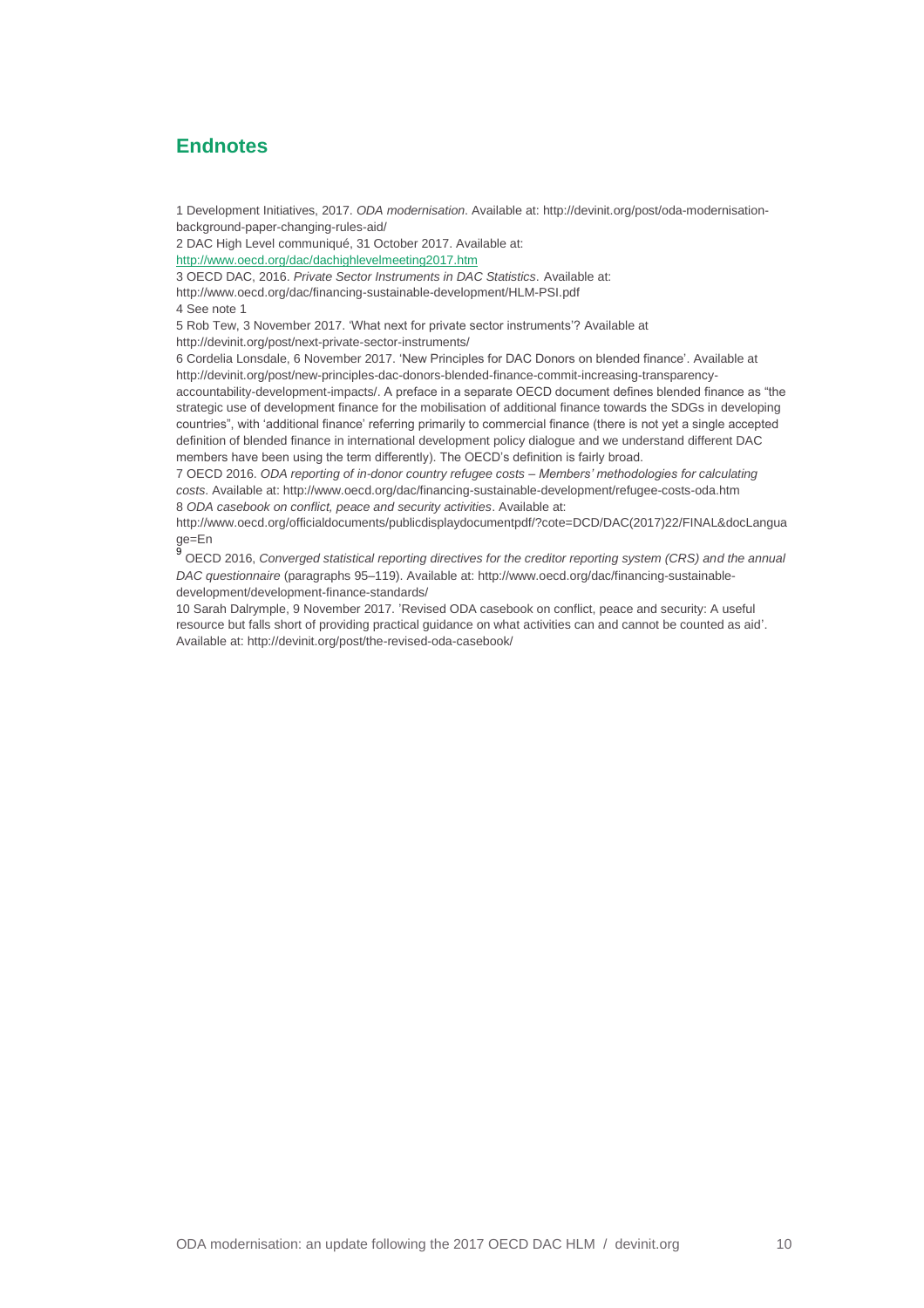## Endnotes

1 Development Initiatives, 2017. *ODA modernisation*. Available at: http://devinit.org/post/oda-modernisation-background-paper-changing-rules-aid/

2 DAC High Level communiqué, 31 October 2017. Available at: http://www.oecd.org/dac/dachighlevelmeeting2017.htm

3 OECD DAC, 2016. *Private Sector Instruments in DAC Statistics*. Available at: http://www.oecd.org/dac/financing-sustainable-development/HLM-PSI.pdf

4 See note 1

5 Rob Tew, 3 November 2017. 'What next for private sector instruments'? Available at http://devinit.org/post/next-private-sector-instruments/

6 Cordelia Lonsdale, 6 November 2017. 'New Principles for DAC Donors on blended finance'. Available at http://devinit.org/post/new-principles-dac-donors-blended-finance-commit-increasing-transparency-accountability-development-impacts/. A preface in a separate OECD document defines blended finance as "the strategic use of development finance for the mobilisation of additional finance towards the SDGs in developing countries", with 'additional finance' referring primarily to commercial finance (there is not yet a single accepted definition of blended finance in international development policy dialogue and we understand different DAC members have been using the term differently). The OECD's definition is fairly broad.

7 OECD 2016. *ODA reporting of in-donor country refugee costs – Members' methodologies for calculating costs*. Available at: http://www.oecd.org/dac/financing-sustainable-development/refugee-costs-oda.htm

8 *ODA casebook on conflict, peace and security activities*. Available at: http://www.oecd.org/officialdocuments/publicdisplaydocumentpdf/?cote=DCD/DAC(2017)22/FINAL&docLanguage=En

9 OECD 2016, *Converged statistical reporting directives for the creditor reporting system (CRS) and the annual DAC questionnaire* (paragraphs 95–119). Available at: http://www.oecd.org/dac/financing-sustainable-development/development-finance-standards/

10 Sarah Dalrymple, 9 November 2017. 'Revised ODA casebook on conflict, peace and security: A useful resource but falls short of providing practical guidance on what activities can and cannot be counted as aid'. Available at: http://devinit.org/post/the-revised-oda-casebook/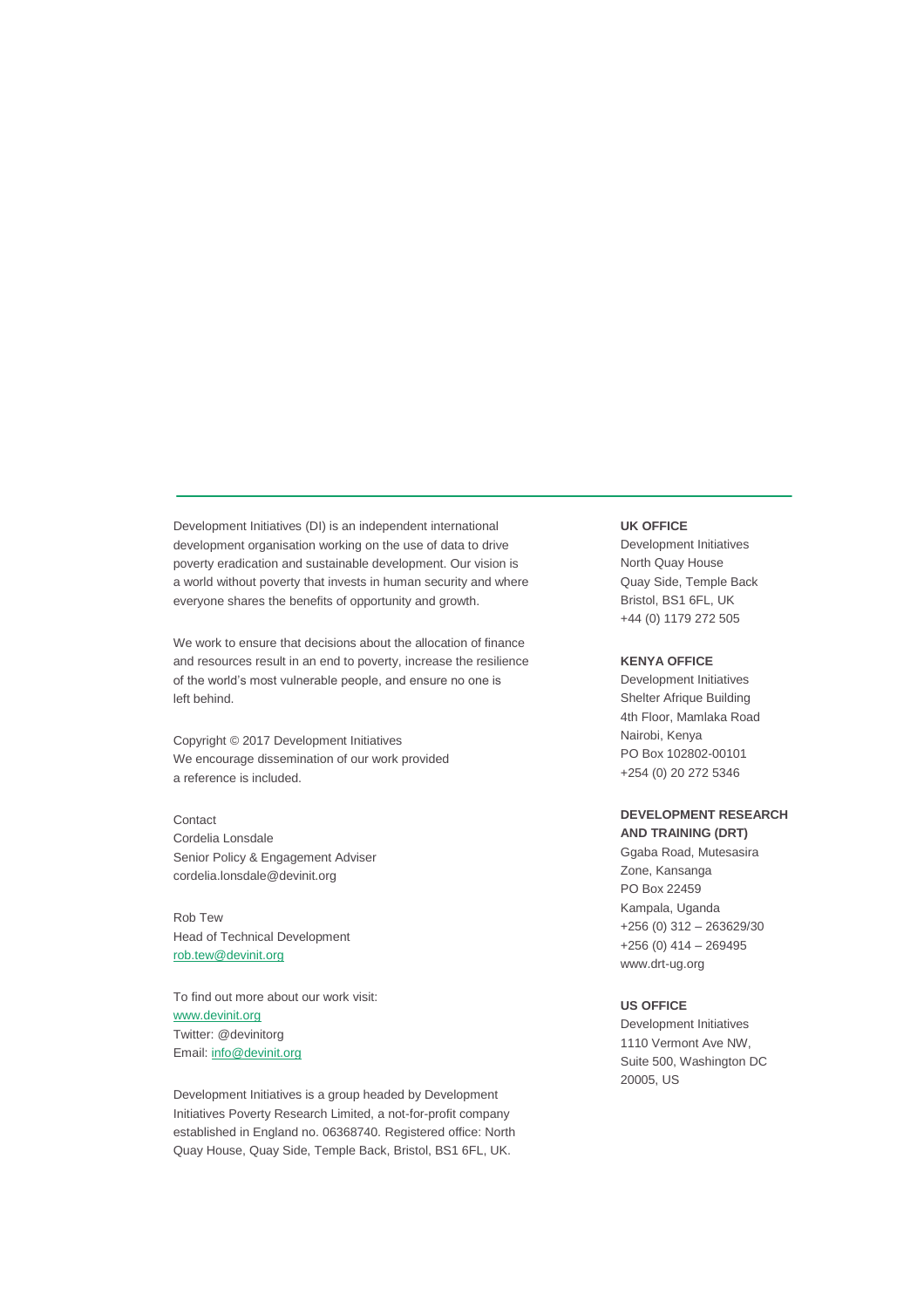Development Initiatives (DI) is an independent international development organisation working on the use of data to drive poverty eradication and sustainable development. Our vision is a world without poverty that invests in human security and where everyone shares the benefits of opportunity and growth.

We work to ensure that decisions about the allocation of finance and resources result in an end to poverty, increase the resilience of the world's most vulnerable people, and ensure no one is left behind.

Copyright © 2017 Development Initiatives
We encourage dissemination of our work provided a reference is included.

Contact
Cordelia Lonsdale
Senior Policy & Engagement Adviser
cordelia.lonsdale@devinit.org

Rob Tew
Head of Technical Development
rob.tew@devinit.org

To find out more about our work visit:
www.devinit.org
Twitter: @devinitorg
Email: info@devinit.org

Development Initiatives is a group headed by Development Initiatives Poverty Research Limited, a not-for-profit company established in England no. 06368740. Registered office: North Quay House, Quay Side, Temple Back, Bristol, BS1 6FL, UK.

**UK OFFICE**
Development Initiatives
North Quay House
Quay Side, Temple Back
Bristol, BS1 6FL, UK
+44 (0) 1179 272 505

**KENYA OFFICE**
Development Initiatives
Shelter Afrique Building
4th Floor, Mamlaka Road
Nairobi, Kenya
PO Box 102802-00101
+254 (0) 20 272 5346

**DEVELOPMENT RESEARCH AND TRAINING (DRT)**
Ggaba Road, Mutesasira
Zone, Kansanga
PO Box 22459
Kampala, Uganda
+256 (0) 312 – 263629/30
+256 (0) 414 – 269495
www.drt-ug.org

**US OFFICE**
Development Initiatives
1110 Vermont Ave NW,
Suite 500, Washington DC
20005, US